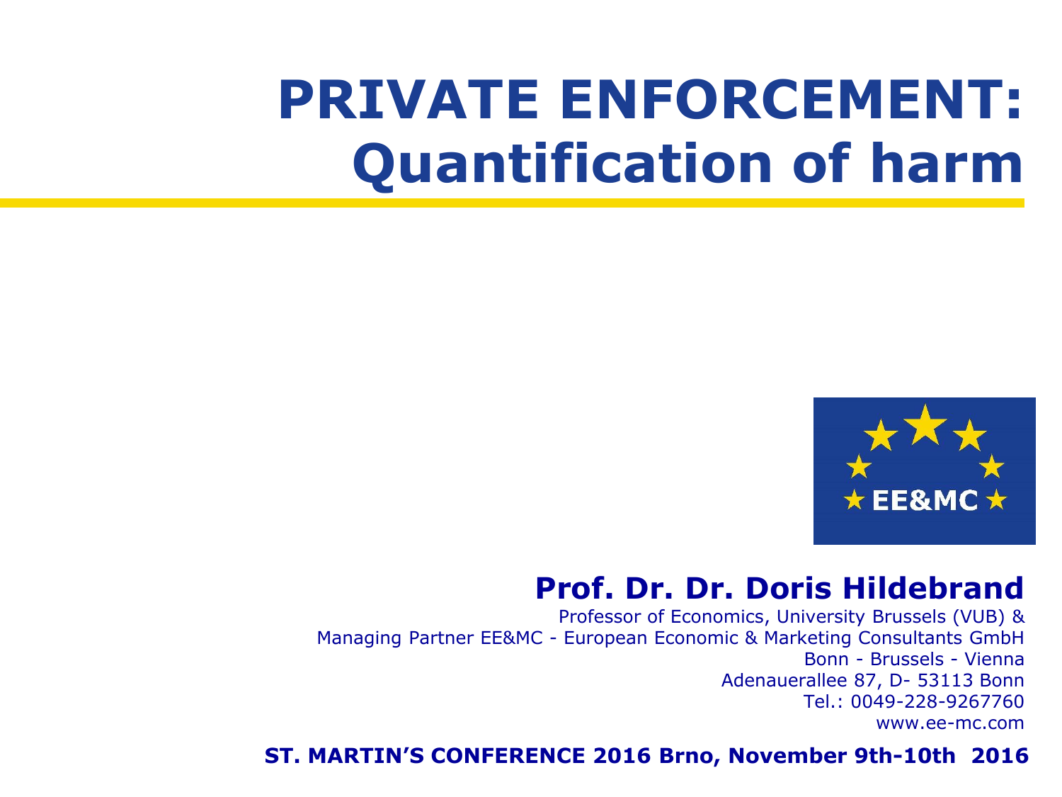# PRIVATE ENFORCEMENT: Quantification of harm

EE&MC

**Prof. Dr. Dr. Doris Hildebrand**

Professor of Economics, University Brussels (VUB) &
Managing Partner EE&MC - European Economic & Marketing Consultants GmbH
Bonn - Brussels - Vienna
Adenauerallee 87, D- 53113 Bonn
Tel.: 0049-228-9267760
www.ee-mc.com

**ST. MARTIN'S CONFERENCE 2016 Brno, November 9th-10th 2016**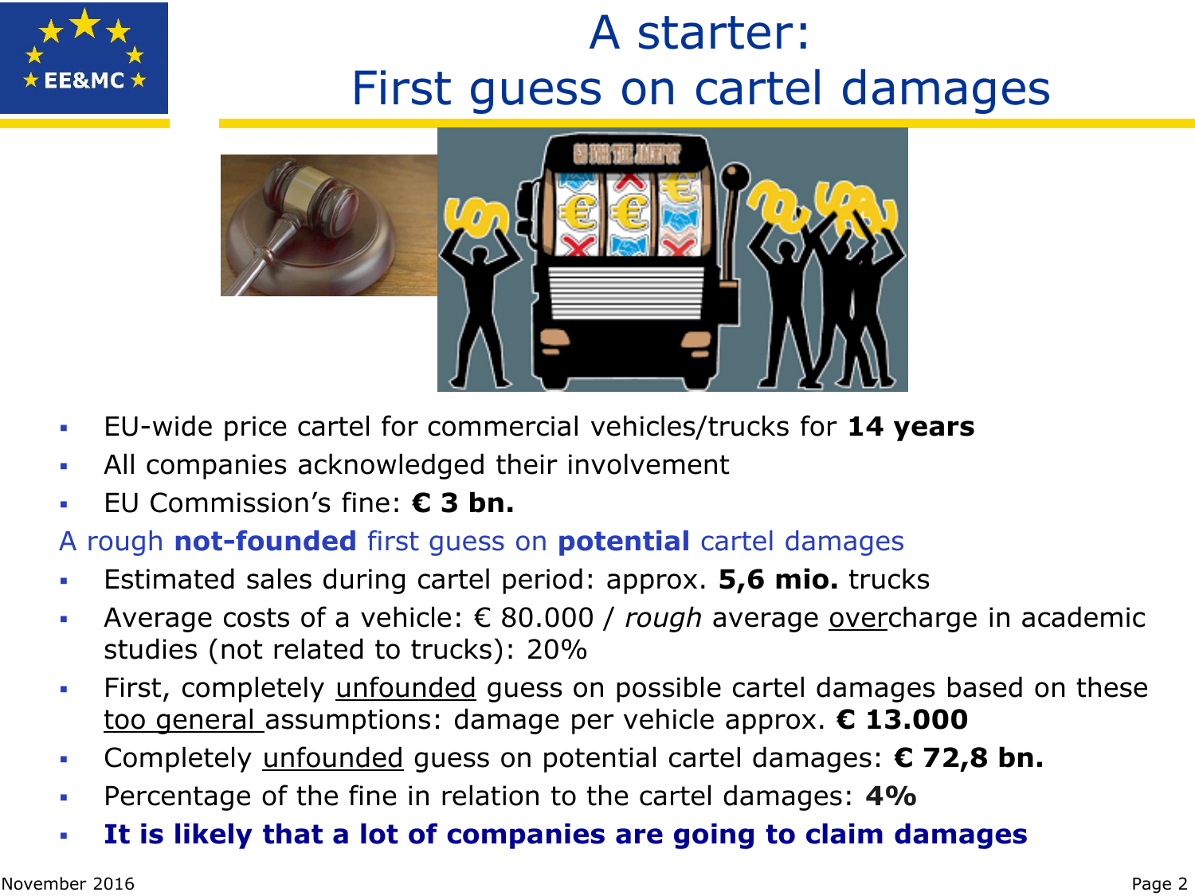# A starter: First guess on cartel damages

- EU-wide price cartel for commercial vehicles/trucks for **14 years**
- All companies acknowledged their involvement
- EU Commission's fine: **€ 3 bn.**

A rough **not-founded** first guess on **potential** cartel damages

- Estimated sales during cartel period: approx. **5,6 mio.** trucks
- Average costs of a vehicle: € 80.000 / *rough* average <u>over</u>charge in academic studies (not related to trucks): 20%
- First, completely <u>unfounded</u> guess on possible cartel damages based on these <u>too general</u> assumptions: damage per vehicle approx. **€ 13.000**
- Completely <u>unfounded</u> guess on potential cartel damages: **€ 72,8 bn.**
- Percentage of the fine in relation to the cartel damages: **4%**
- **It is likely that a lot of companies are going to claim damages**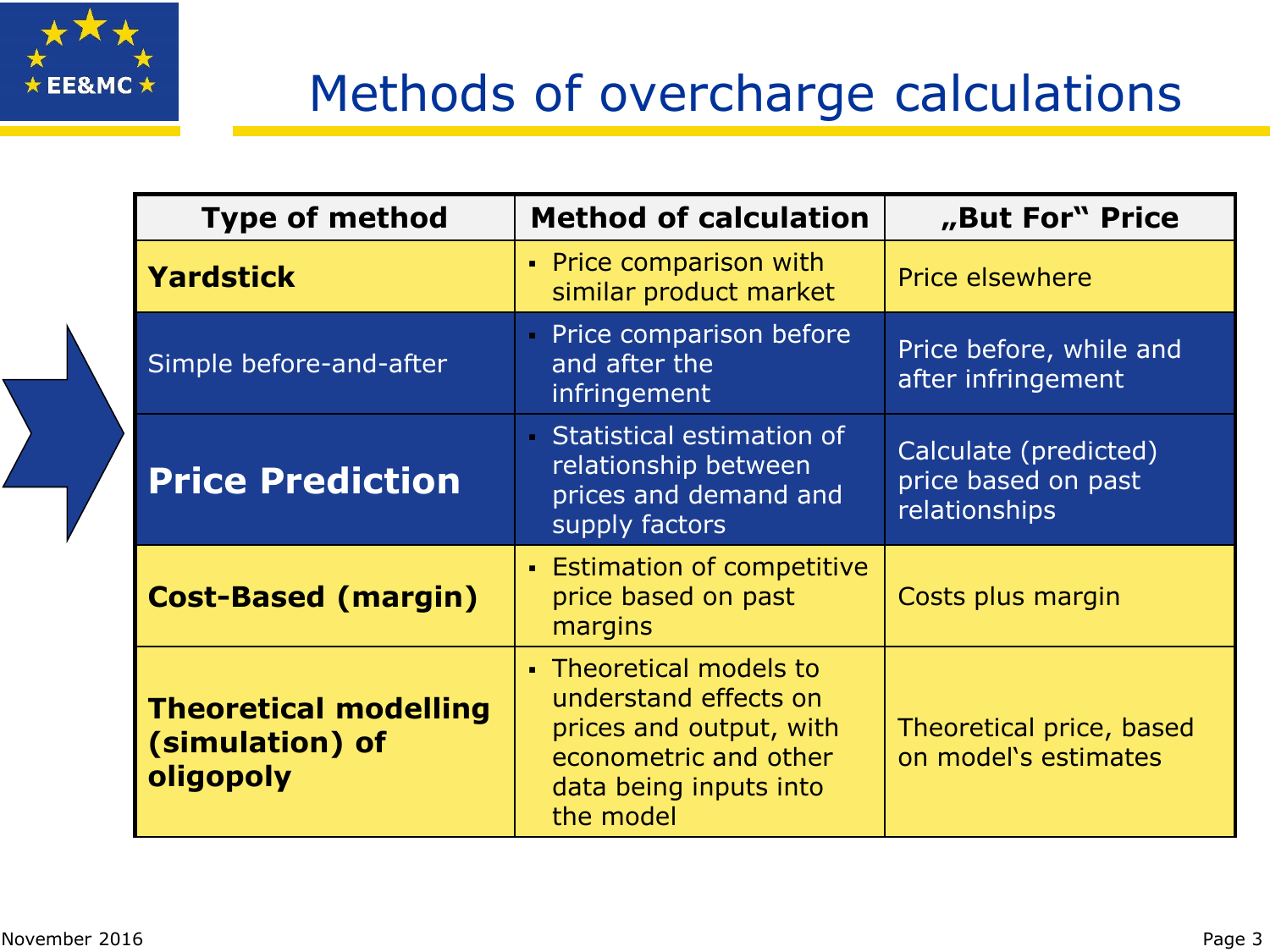# Methods of overcharge calculations

| Type of method | Method of calculation | „But For“ Price |
| --- | --- | --- |
| **Yardstick** | ▪ Price comparison with similar product market | Price elsewhere |
| Simple before-and-after | ▪ Price comparison before and after the infringement | Price before, while and after infringement |
| **Price Prediction** | ▪ Statistical estimation of relationship between prices and demand and supply factors | Calculate (predicted) price based on past relationships |
| **Cost-Based (margin)** | ▪ Estimation of competitive price based on past margins | Costs plus margin |
| **Theoretical modelling (simulation) of oligopoly** | ▪ Theoretical models to understand effects on prices and output, with econometric and other data being inputs into the model | Theoretical price, based on model‘s estimates |

November 2016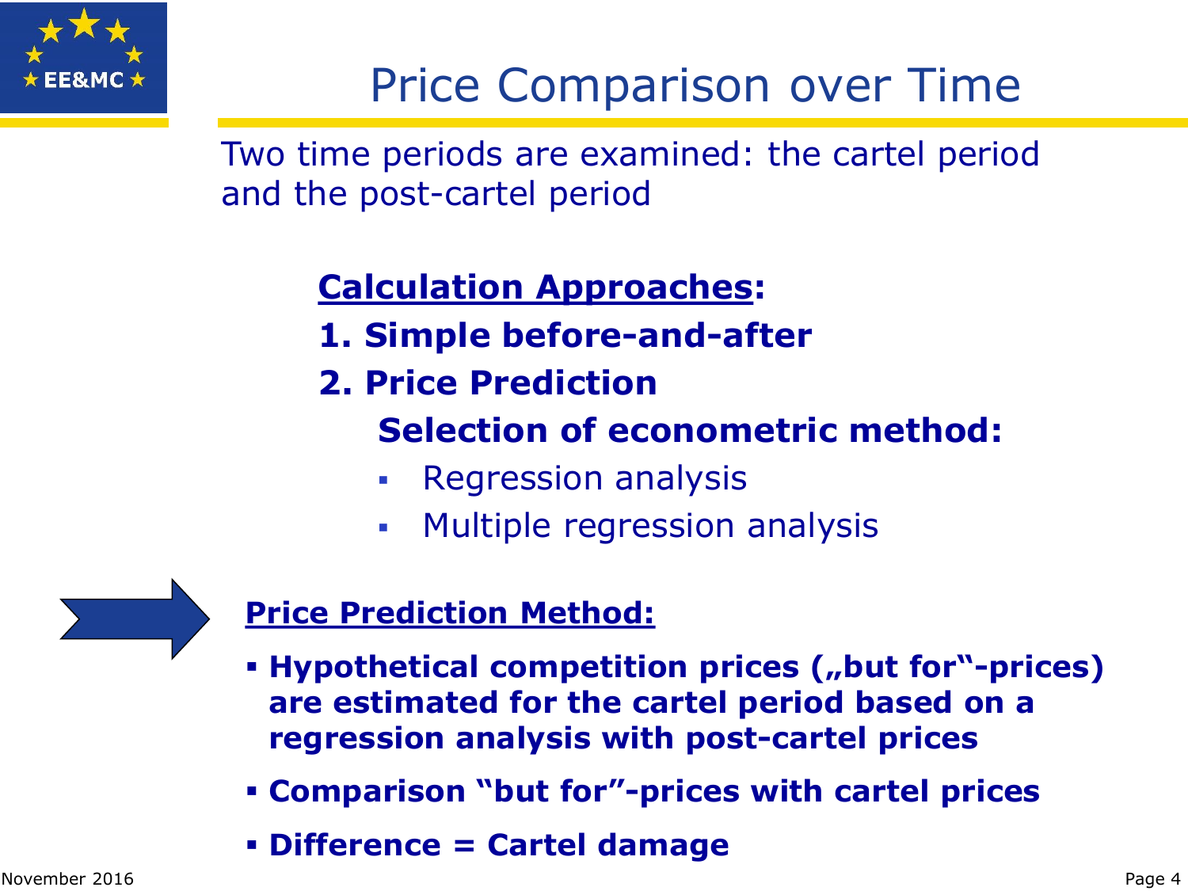# Price Comparison over Time

Two time periods are examined: the cartel period and the post-cartel period

**Calculation Approaches:**

**1. Simple before-and-after**

**2. Price Prediction**

**Selection of econometric method:**

- Regression analysis
- Multiple regression analysis

**Price Prediction Method:**

- **Hypothetical competition prices („but for"-prices) are estimated for the cartel period based on a regression analysis with post-cartel prices**
- **Comparison "but for"-prices with cartel prices**
- **Difference = Cartel damage**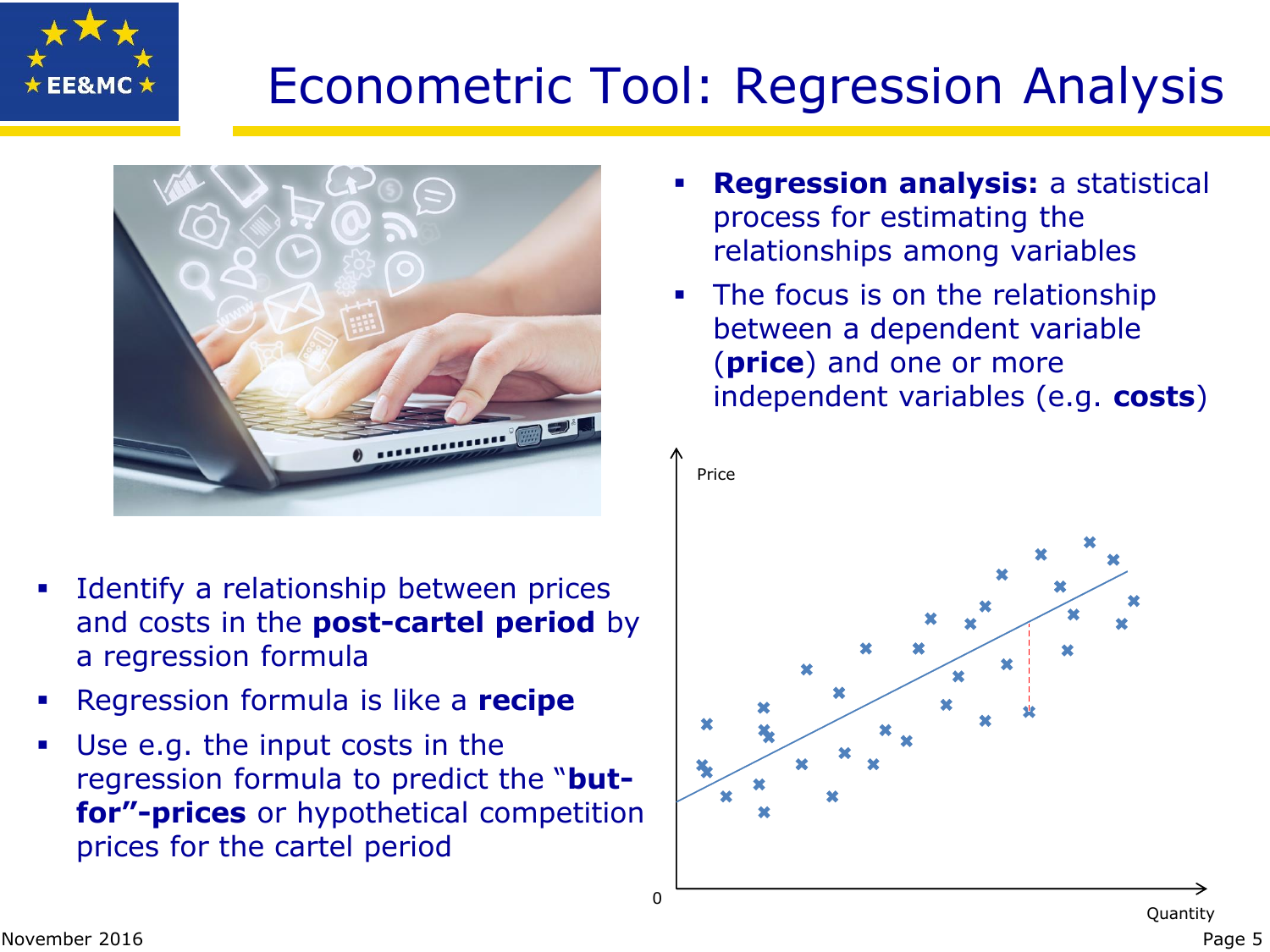# Econometric Tool: Regression Analysis

- **Regression analysis:** a statistical process for estimating the relationships among variables
- The focus is on the relationship between a dependent variable (**price**) and one or more independent variables (e.g. **costs**)

- Identify a relationship between prices and costs in the **post-cartel period** by a regression formula
- Regression formula is like a **recipe**
- Use e.g. the input costs in the regression formula to predict the "**but-for"-prices** or hypothetical competition prices for the cartel period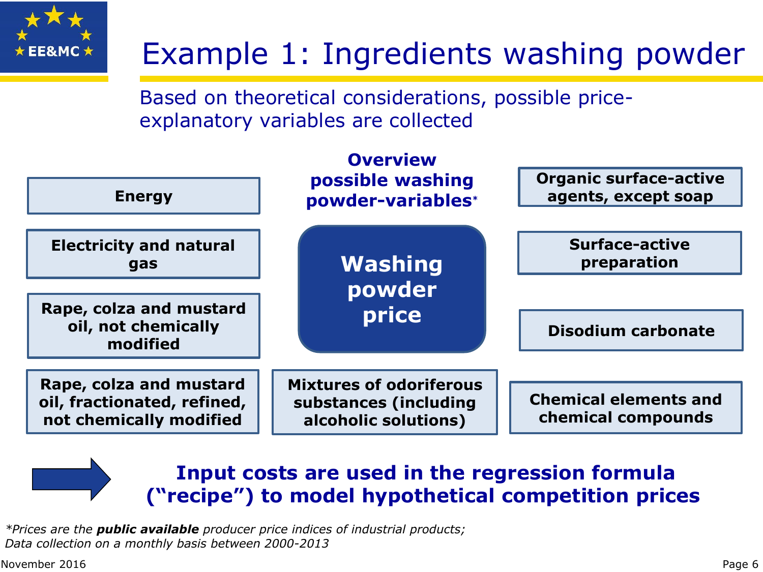# Example 1: Ingredients washing powder

Based on theoretical considerations, possible price-explanatory variables are collected

**Overview possible washing powder-variables***

**Washing powder price**

- **Energy**
- **Electricity and natural gas**
- **Rape, colza and mustard oil, not chemically modified**
- **Rape, colza and mustard oil, fractionated, refined, not chemically modified**
- **Mixtures of odoriferous substances (including alcoholic solutions)**
- **Organic surface-active agents, except soap**
- **Surface-active preparation**
- **Disodium carbonate**
- **Chemical elements and chemical compounds**

**Input costs are used in the regression formula ("recipe") to model hypothetical competition prices**

*\*Prices are the **public available** producer price indices of industrial products; Data collection on a monthly basis between 2000-2013*

November 2016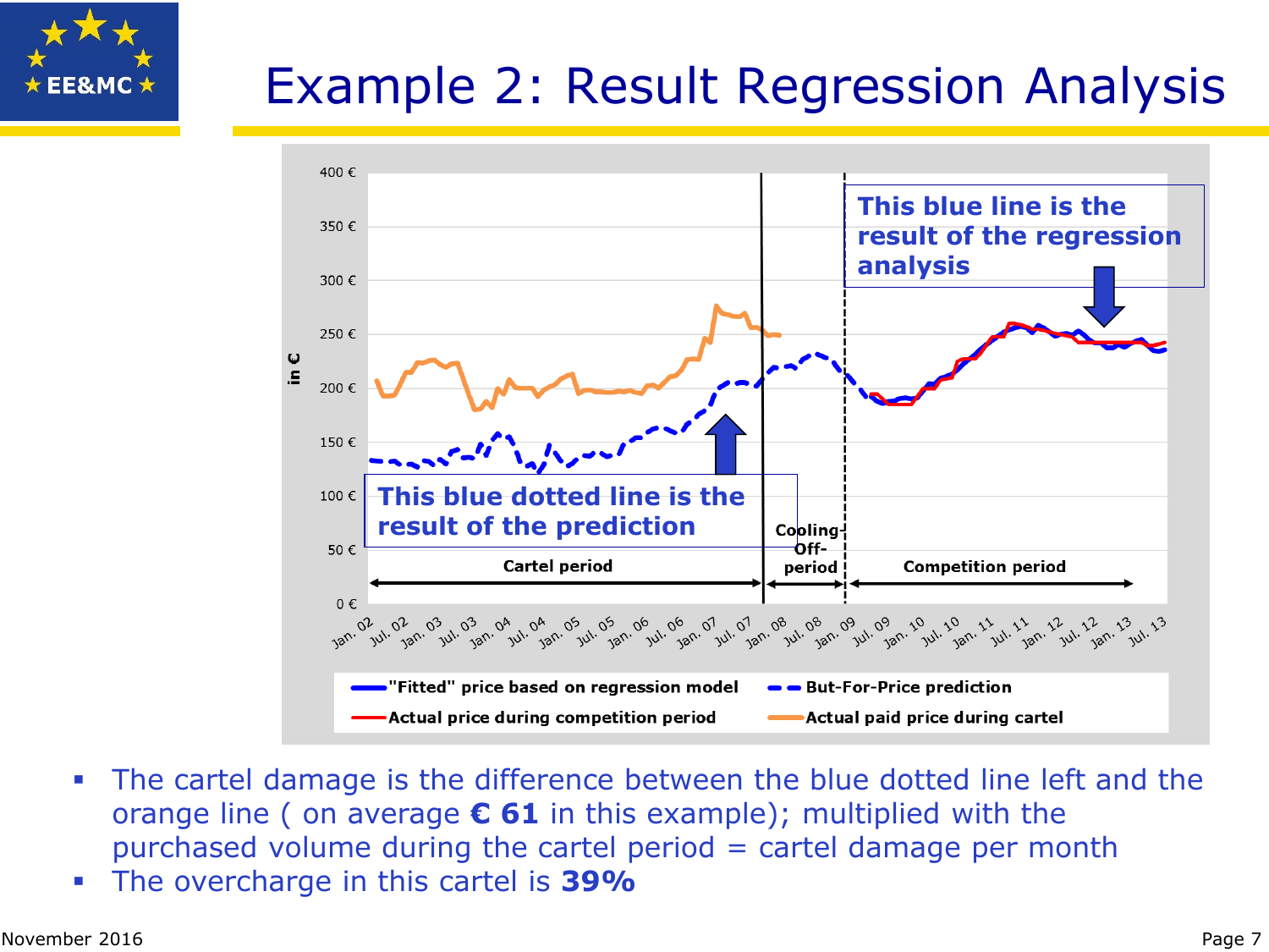# Example 2: Result Regression Analysis

400 €
350 €
300 €
250 €
200 €
150 €
100 €
50 €
0 €

in €

This blue line is the result of the regression analysis

This blue dotted line is the result of the prediction

Cartel period

Cooling-Off-period

Competition period

Jan. 02, Jul. 02, Jan. 03, Jul. 03, Jan. 04, Jul. 04, Jan. 05, Jul. 05, Jan. 06, Jul. 06, Jan. 07, Jul. 07, Jan. 08, Jul. 08, Jan. 09, Jul. 09, Jan. 10, Jul. 10, Jan. 11, Jul. 11, Jan. 12, Jul. 12, Jan. 13, Jul. 13

"Fitted" price based on regression model — But-For-Price prediction — Actual price during competition period — Actual paid price during cartel

- The cartel damage is the difference between the blue dotted line left and the orange line ( on average **€ 61** in this example); multiplied with the purchased volume during the cartel period = cartel damage per month
- The overcharge in this cartel is **39%**

November 2016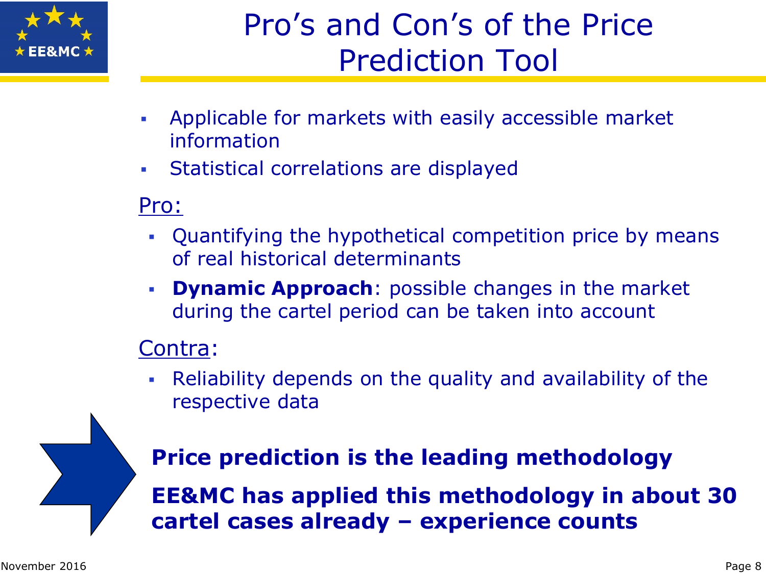# Pro's and Con's of the Price Prediction Tool

- Applicable for markets with easily accessible market information
- Statistical correlations are displayed

Pro:

- Quantifying the hypothetical competition price by means of real historical determinants
- **Dynamic Approach**: possible changes in the market during the cartel period can be taken into account

Contra:

- Reliability depends on the quality and availability of the respective data

**Price prediction is the leading methodology**

**EE&MC has applied this methodology in about 30 cartel cases already – experience counts**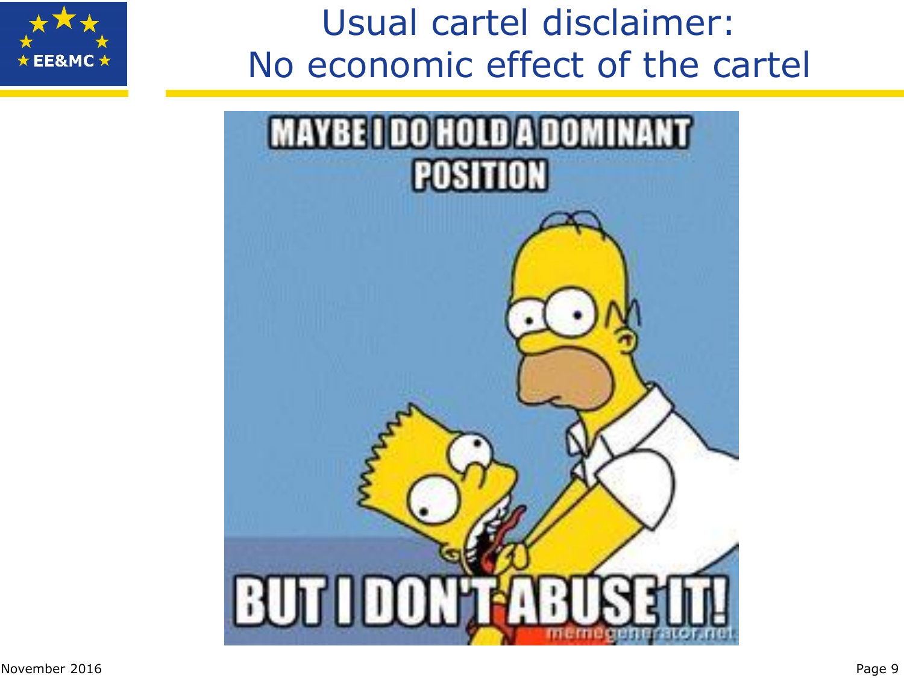# Usual cartel disclaimer: No economic effect of the cartel

MAYBE I DO HOLD A DOMINANT POSITION

BUT I DON'T ABUSE IT!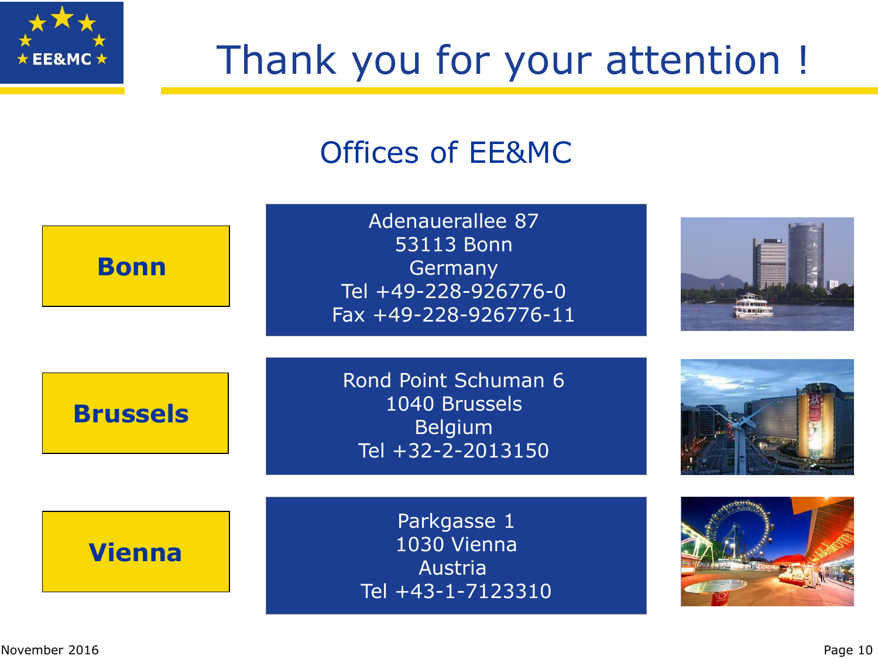# Thank you for your attention !

## Offices of EE&MC

**Bonn**

Adenauerallee 87
53113 Bonn
Germany
Tel +49-228-926776-0
Fax +49-228-926776-11

**Brussels**

Rond Point Schuman 6
1040 Brussels
Belgium
Tel +32-2-2013150

**Vienna**

Parkgasse 1
1030 Vienna
Austria
Tel +43-1-7123310

November 2016